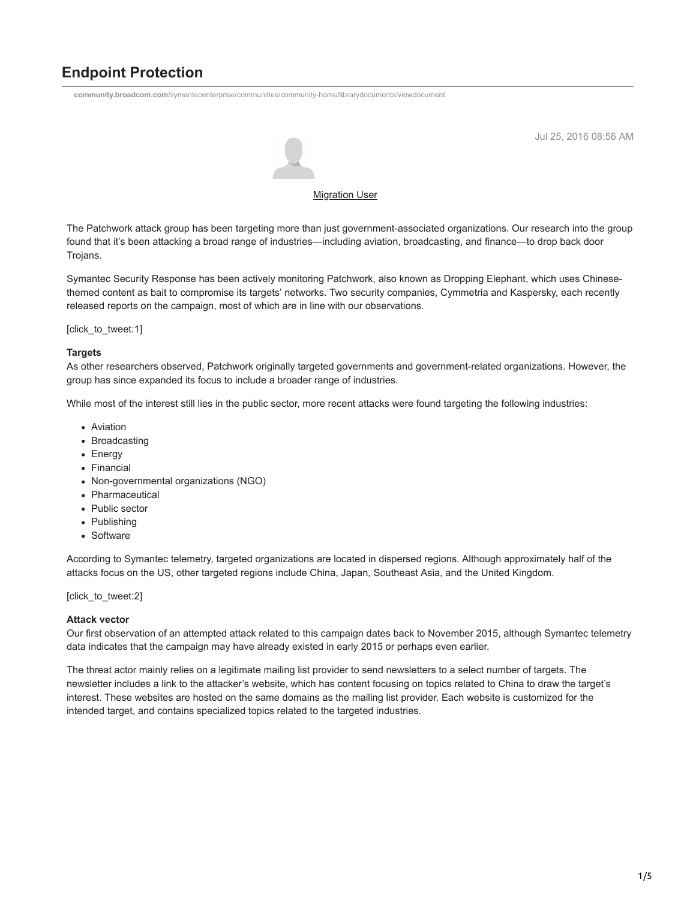# Endpoint Protection

community.broadcom.com/symantecenterprise/communities/community-home/librarydocuments/viewdocument

Jul 25, 2016 08:56 AM

Migration User

The Patchwork attack group has been targeting more than just government-associated organizations. Our research into the group found that it's been attacking a broad range of industries—including aviation, broadcasting, and finance—to drop back door Trojans.

Symantec Security Response has been actively monitoring Patchwork, also known as Dropping Elephant, which uses Chinese-themed content as bait to compromise its targets' networks. Two security companies, Cymmetria and Kaspersky, each recently released reports on the campaign, most of which are in line with our observations.

[click_to_tweet:1]

**Targets**

As other researchers observed, Patchwork originally targeted governments and government-related organizations. However, the group has since expanded its focus to include a broader range of industries.

While most of the interest still lies in the public sector, more recent attacks were found targeting the following industries:

- Aviation
- Broadcasting
- Energy
- Financial
- Non-governmental organizations (NGO)
- Pharmaceutical
- Public sector
- Publishing
- Software

According to Symantec telemetry, targeted organizations are located in dispersed regions. Although approximately half of the attacks focus on the US, other targeted regions include China, Japan, Southeast Asia, and the United Kingdom.

[click_to_tweet:2]

**Attack vector**

Our first observation of an attempted attack related to this campaign dates back to November 2015, although Symantec telemetry data indicates that the campaign may have already existed in early 2015 or perhaps even earlier.

The threat actor mainly relies on a legitimate mailing list provider to send newsletters to a select number of targets. The newsletter includes a link to the attacker's website, which has content focusing on topics related to China to draw the target's interest. These websites are hosted on the same domains as the mailing list provider. Each website is customized for the intended target, and contains specialized topics related to the targeted industries.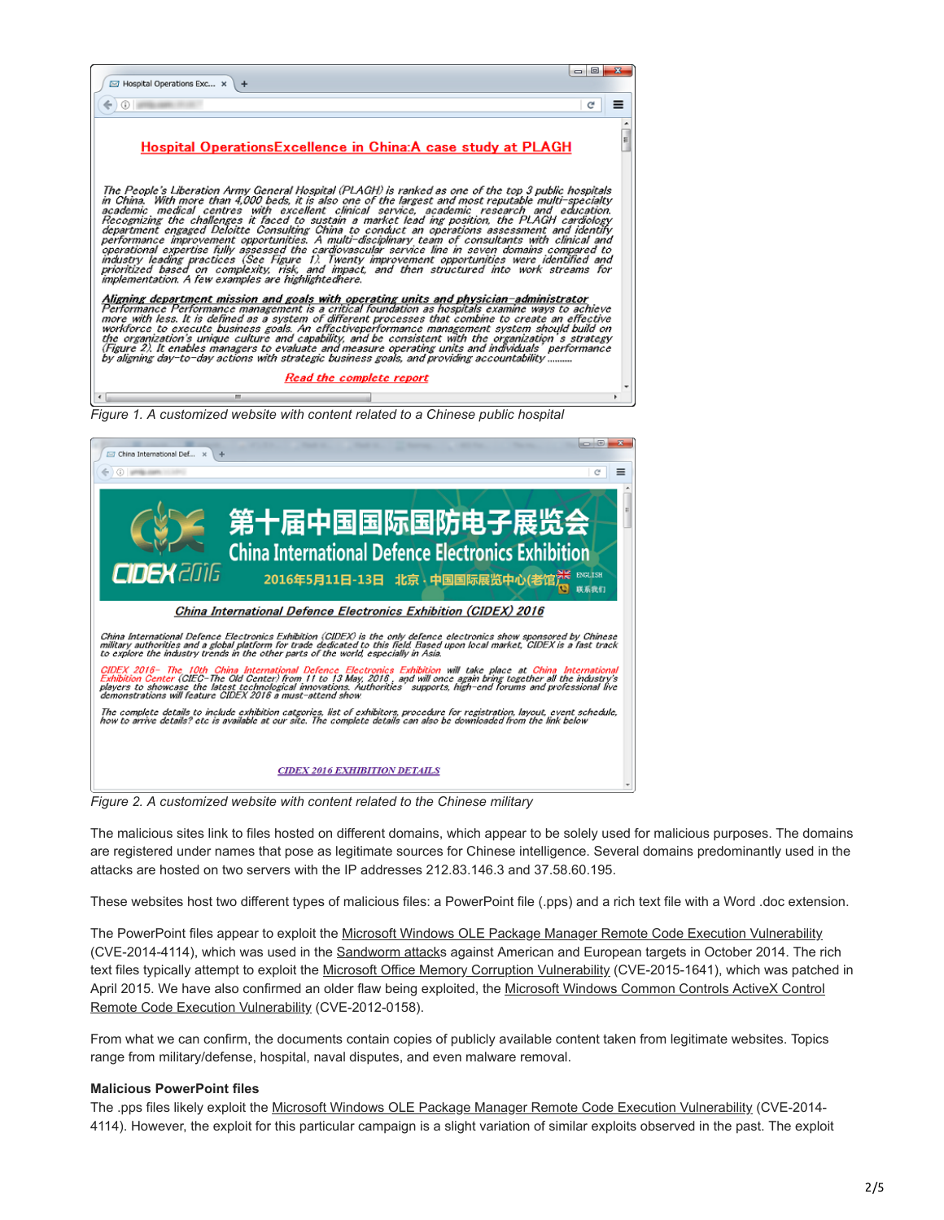Figure 1. A customized website with content related to a Chinese public hospital

Figure 2. A customized website with content related to the Chinese military

The malicious sites link to files hosted on different domains, which appear to be solely used for malicious purposes. The domains are registered under names that pose as legitimate sources for Chinese intelligence. Several domains predominantly used in the attacks are hosted on two servers with the IP addresses 212.83.146.3 and 37.58.60.195.

These websites host two different types of malicious files: a PowerPoint file (.pps) and a rich text file with a Word .doc extension.

The PowerPoint files appear to exploit the Microsoft Windows OLE Package Manager Remote Code Execution Vulnerability (CVE-2014-4114), which was used in the Sandworm attacks against American and European targets in October 2014. The rich text files typically attempt to exploit the Microsoft Office Memory Corruption Vulnerability (CVE-2015-1641), which was patched in April 2015. We have also confirmed an older flaw being exploited, the Microsoft Windows Common Controls ActiveX Control Remote Code Execution Vulnerability (CVE-2012-0158).

From what we can confirm, the documents contain copies of publicly available content taken from legitimate websites. Topics range from military/defense, hospital, naval disputes, and even malware removal.

**Malicious PowerPoint files**

The .pps files likely exploit the Microsoft Windows OLE Package Manager Remote Code Execution Vulnerability (CVE-2014-4114). However, the exploit for this particular campaign is a slight variation of similar exploits observed in the past. The exploit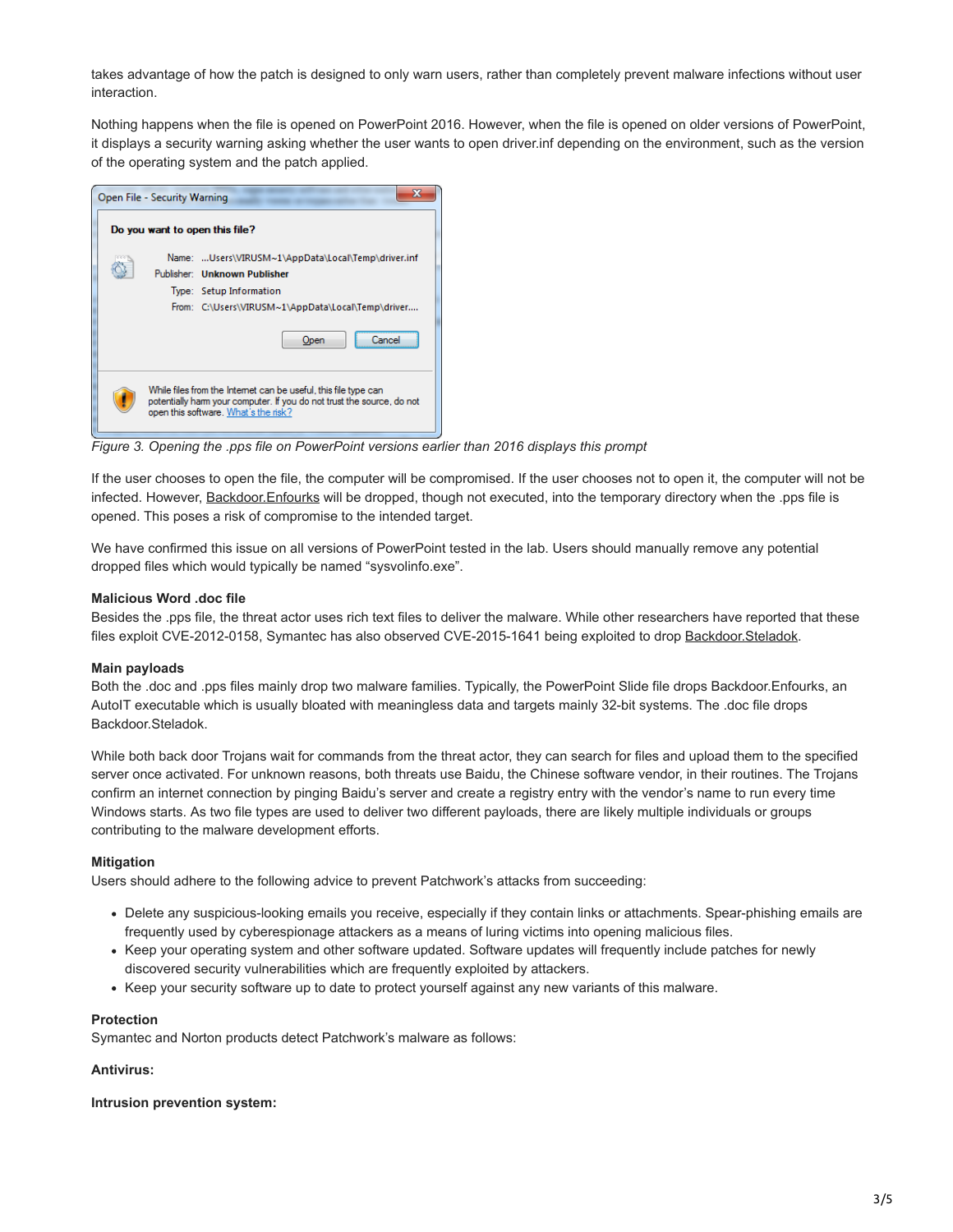takes advantage of how the patch is designed to only warn users, rather than completely prevent malware infections without user interaction.

Nothing happens when the file is opened on PowerPoint 2016. However, when the file is opened on older versions of PowerPoint, it displays a security warning asking whether the user wants to open driver.inf depending on the environment, such as the version of the operating system and the patch applied.

*Figure 3. Opening the .pps file on PowerPoint versions earlier than 2016 displays this prompt*

If the user chooses to open the file, the computer will be compromised. If the user chooses not to open it, the computer will not be infected. However, Backdoor.Enfourks will be dropped, though not executed, into the temporary directory when the .pps file is opened. This poses a risk of compromise to the intended target.

We have confirmed this issue on all versions of PowerPoint tested in the lab. Users should manually remove any potential dropped files which would typically be named "sysvolinfo.exe".

**Malicious Word .doc file**
Besides the .pps file, the threat actor uses rich text files to deliver the malware. While other researchers have reported that these files exploit CVE-2012-0158, Symantec has also observed CVE-2015-1641 being exploited to drop Backdoor.Steladok.

**Main payloads**
Both the .doc and .pps files mainly drop two malware families. Typically, the PowerPoint Slide file drops Backdoor.Enfourks, an AutoIT executable which is usually bloated with meaningless data and targets mainly 32-bit systems. The .doc file drops Backdoor.Steladok.

While both back door Trojans wait for commands from the threat actor, they can search for files and upload them to the specified server once activated. For unknown reasons, both threats use Baidu, the Chinese software vendor, in their routines. The Trojans confirm an internet connection by pinging Baidu's server and create a registry entry with the vendor's name to run every time Windows starts. As two file types are used to deliver two different payloads, there are likely multiple individuals or groups contributing to the malware development efforts.

**Mitigation**
Users should adhere to the following advice to prevent Patchwork's attacks from succeeding:

- Delete any suspicious-looking emails you receive, especially if they contain links or attachments. Spear-phishing emails are frequently used by cyberespionage attackers as a means of luring victims into opening malicious files.
- Keep your operating system and other software updated. Software updates will frequently include patches for newly discovered security vulnerabilities which are frequently exploited by attackers.
- Keep your security software up to date to protect yourself against any new variants of this malware.

**Protection**
Symantec and Norton products detect Patchwork's malware as follows:

**Antivirus:**

**Intrusion prevention system:**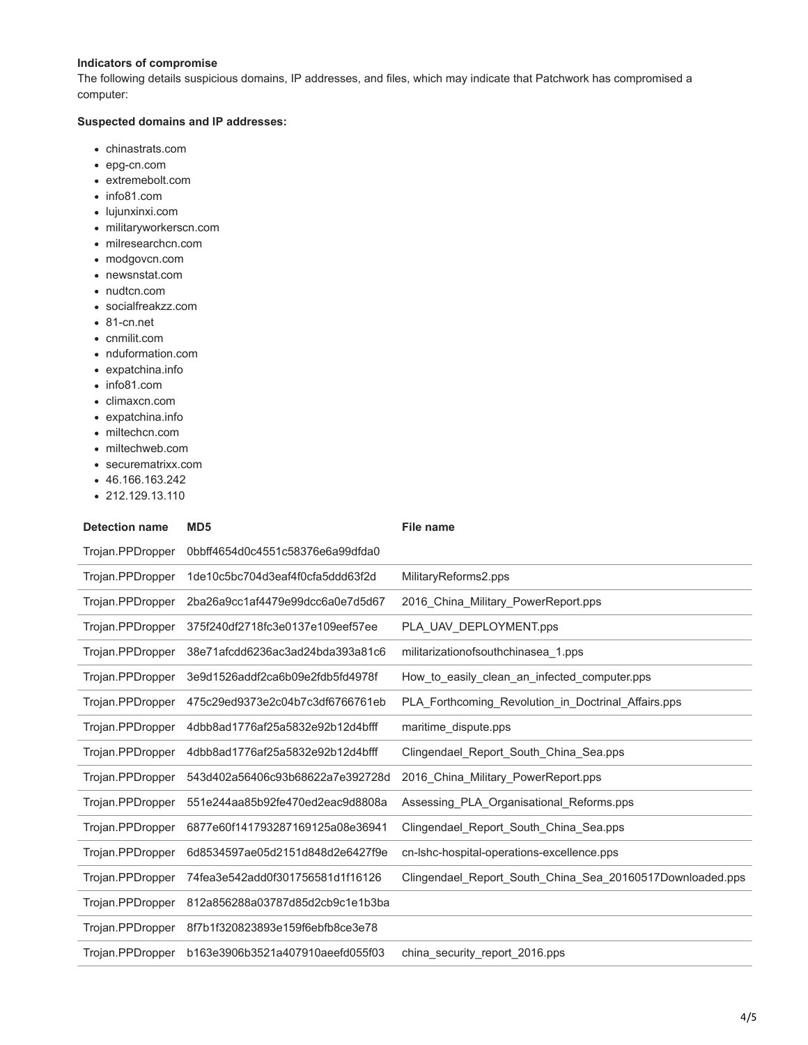**Indicators of compromise**

The following details suspicious domains, IP addresses, and files, which may indicate that Patchwork has compromised a computer:

**Suspected domains and IP addresses:**

- chinastrats.com
- epg-cn.com
- extremebolt.com
- info81.com
- lujunxinxi.com
- militaryworkerscn.com
- milresearchcn.com
- modgovcn.com
- newsnstat.com
- nudtcn.com
- socialfreakzz.com
- 81-cn.net
- cnmilit.com
- nduformation.com
- expatchina.info
- info81.com
- climaxcn.com
- expatchina.info
- miltechcn.com
- miltechweb.com
- securematrixx.com
- 46.166.163.242
- 212.129.13.110

| Detection name | MD5 | File name |
|---|---|---|
| Trojan.PPDropper | 0bbff4654d0c4551c58376e6a99dfda0 | |
| Trojan.PPDropper | 1de10c5bc704d3eaf4f0cfa5ddd63f2d | MilitaryReforms2.pps |
| Trojan.PPDropper | 2ba26a9cc1af4479e99dcc6a0e7d5d67 | 2016_China_Military_PowerReport.pps |
| Trojan.PPDropper | 375f240df2718fc3e0137e109eef57ee | PLA_UAV_DEPLOYMENT.pps |
| Trojan.PPDropper | 38e71afcdd6236ac3ad24bda393a81c6 | militarizationofsouthchinasea_1.pps |
| Trojan.PPDropper | 3e9d1526addf2ca6b09e2fdb5fd4978f | How_to_easily_clean_an_infected_computer.pps |
| Trojan.PPDropper | 475c29ed9373e2c04b7c3df6766761eb | PLA_Forthcoming_Revolution_in_Doctrinal_Affairs.pps |
| Trojan.PPDropper | 4dbb8ad1776af25a5832e92b12d4bfff | maritime_dispute.pps |
| Trojan.PPDropper | 4dbb8ad1776af25a5832e92b12d4bfff | Clingendael_Report_South_China_Sea.pps |
| Trojan.PPDropper | 543d402a56406c93b68622a7e392728d | 2016_China_Military_PowerReport.pps |
| Trojan.PPDropper | 551e244aa85b92fe470ed2eac9d8808a | Assessing_PLA_Organisational_Reforms.pps |
| Trojan.PPDropper | 6877e60f141793287169125a08e36941 | Clingendael_Report_South_China_Sea.pps |
| Trojan.PPDropper | 6d8534597ae05d2151d848d2e6427f9e | cn-lshc-hospital-operations-excellence.pps |
| Trojan.PPDropper | 74fea3e542add0f301756581d1f16126 | Clingendael_Report_South_China_Sea_20160517Downloaded.pps |
| Trojan.PPDropper | 812a856288a03787d85d2cb9c1e1b3ba | |
| Trojan.PPDropper | 8f7b1f320823893e159f6ebfb8ce3e78 | |
| Trojan.PPDropper | b163e3906b3521a407910aeefd055f03 | china_security_report_2016.pps |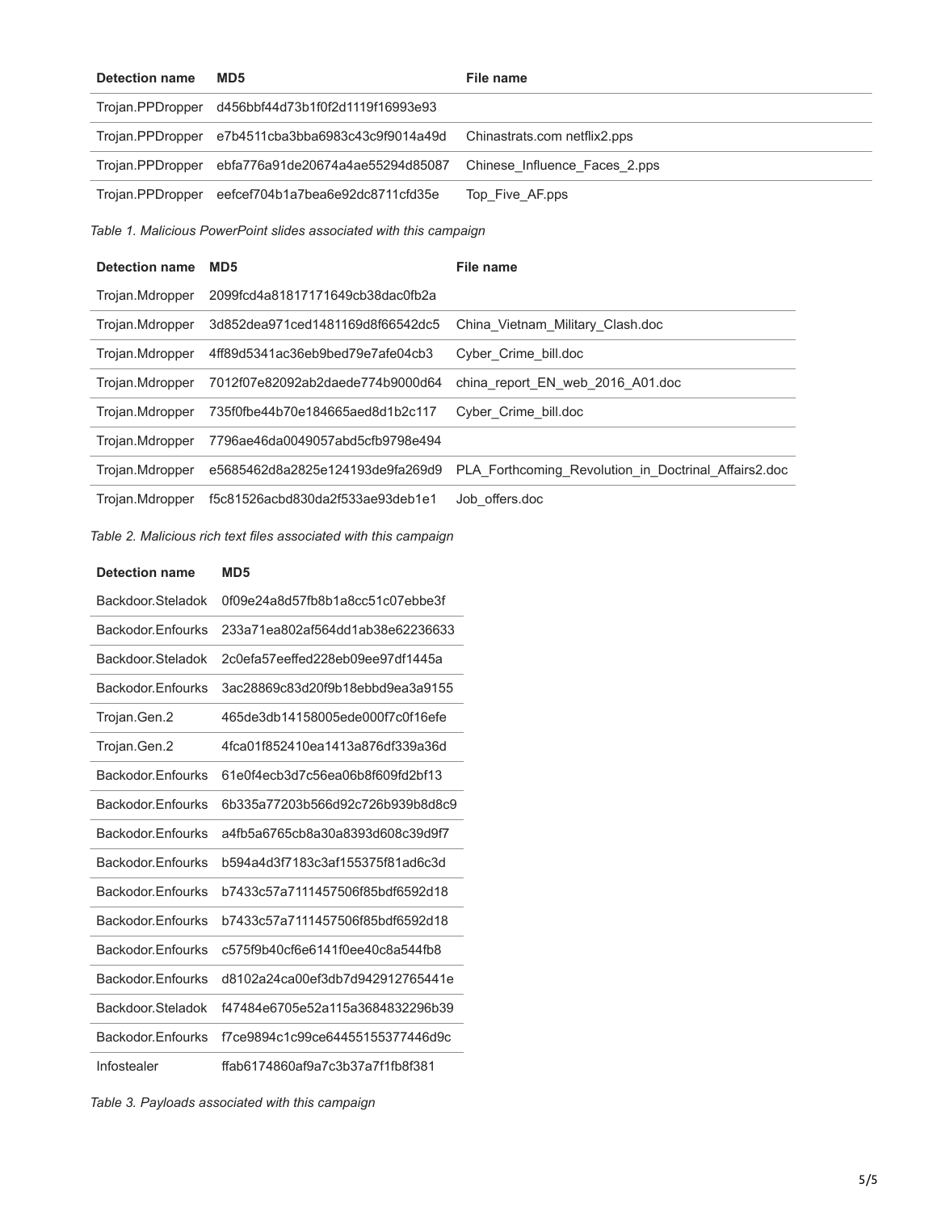| Detection name | MD5 | File name |
|---|---|---|
| Trojan.PPDropper | d456bbf44d73b1f0f2d1119f16993e93 | |
| Trojan.PPDropper | e7b4511cba3bba6983c43c9f9014a49d | Chinastrats.com netflix2.pps |
| Trojan.PPDropper | ebfa776a91de20674a4ae55294d85087 | Chinese_Influence_Faces_2.pps |
| Trojan.PPDropper | eefcef704b1a7bea6e92dc8711cfd35e | Top_Five_AF.pps |

*Table 1. Malicious PowerPoint slides associated with this campaign*

| Detection name | MD5 | File name |
|---|---|---|
| Trojan.Mdropper | 2099fcd4a81817171649cb38dac0fb2a | |
| Trojan.Mdropper | 3d852dea971ced1481169d8f66542dc5 | China_Vietnam_Military_Clash.doc |
| Trojan.Mdropper | 4ff89d5341ac36eb9bed79e7afe04cb3 | Cyber_Crime_bill.doc |
| Trojan.Mdropper | 7012f07e82092ab2daede774b9000d64 | china_report_EN_web_2016_A01.doc |
| Trojan.Mdropper | 735f0fbe44b70e184665aed8d1b2c117 | Cyber_Crime_bill.doc |
| Trojan.Mdropper | 7796ae46da0049057abd5cfb9798e494 | |
| Trojan.Mdropper | e5685462d8a2825e124193de9fa269d9 | PLA_Forthcoming_Revolution_in_Doctrinal_Affairs2.doc |
| Trojan.Mdropper | f5c81526acbd830da2f533ae93deb1e1 | Job_offers.doc |

*Table 2. Malicious rich text files associated with this campaign*

| Detection name | MD5 |
|---|---|
| Backdoor.Steladok | 0f09e24a8d57fb8b1a8cc51c07ebbe3f |
| Backodor.Enfourks | 233a71ea802af564dd1ab38e62236633 |
| Backdoor.Steladok | 2c0efa57eeffed228eb09ee97df1445a |
| Backodor.Enfourks | 3ac28869c83d20f9b18ebbd9ea3a9155 |
| Trojan.Gen.2 | 465de3db14158005ede000f7c0f16efe |
| Trojan.Gen.2 | 4fca01f852410ea1413a876df339a36d |
| Backodor.Enfourks | 61e0f4ecb3d7c56ea06b8f609fd2bf13 |
| Backodor.Enfourks | 6b335a77203b566d92c726b939b8d8c9 |
| Backodor.Enfourks | a4fb5a6765cb8a30a8393d608c39d9f7 |
| Backodor.Enfourks | b594a4d3f7183c3af155375f81ad6c3d |
| Backodor.Enfourks | b7433c57a7111457506f85bdf6592d18 |
| Backodor.Enfourks | b7433c57a7111457506f85bdf6592d18 |
| Backodor.Enfourks | c575f9b40cf6e6141f0ee40c8a544fb8 |
| Backodor.Enfourks | d8102a24ca00ef3db7d942912765441e |
| Backdoor.Steladok | f47484e6705e52a115a3684832296b39 |
| Backodor.Enfourks | f7ce9894c1c99ce64455155377446d9c |
| Infostealer | ffab6174860af9a7c3b37a7f1fb8f381 |

*Table 3. Payloads associated with this campaign*